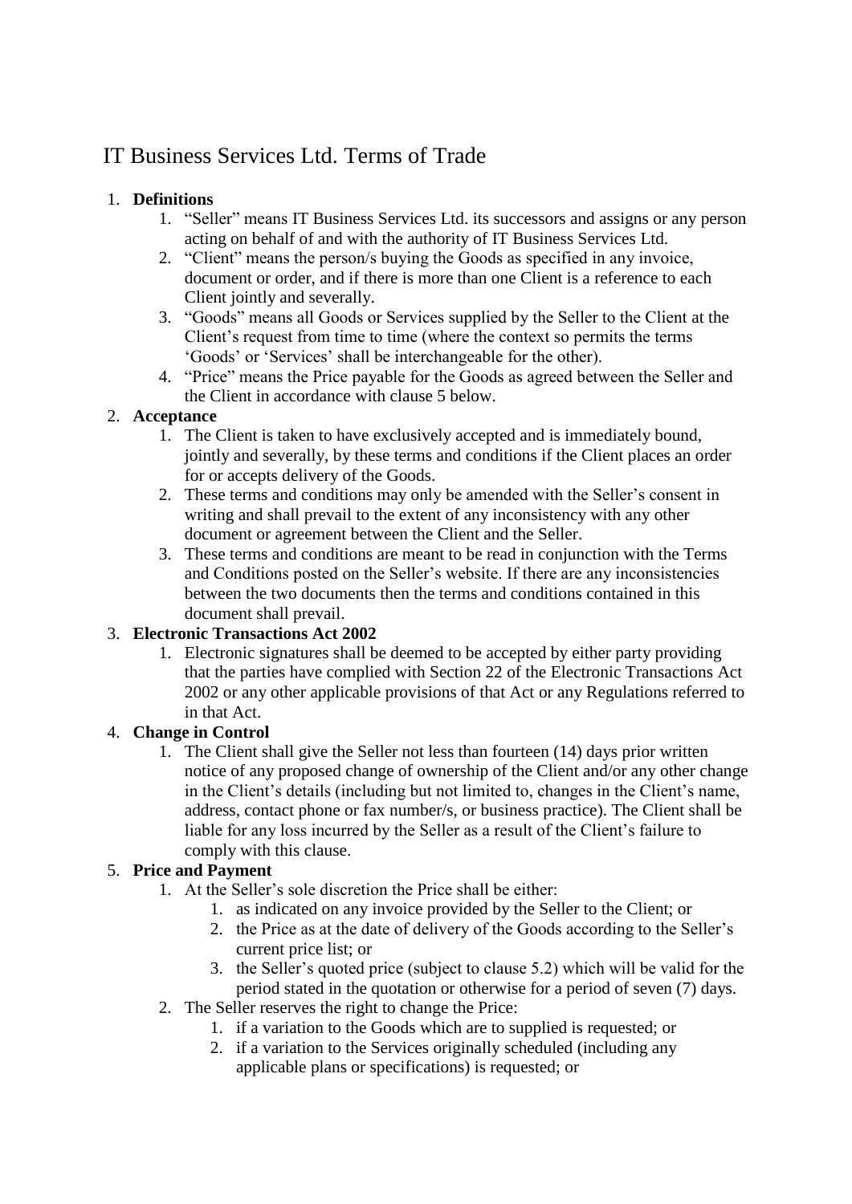# IT Business Services Ltd. Terms of Trade

1. **Definitions**
    1. "Seller" means IT Business Services Ltd. its successors and assigns or any person acting on behalf of and with the authority of IT Business Services Ltd.
    2. "Client" means the person/s buying the Goods as specified in any invoice, document or order, and if there is more than one Client is a reference to each Client jointly and severally.
    3. "Goods" means all Goods or Services supplied by the Seller to the Client at the Client's request from time to time (where the context so permits the terms 'Goods' or 'Services' shall be interchangeable for the other).
    4. "Price" means the Price payable for the Goods as agreed between the Seller and the Client in accordance with clause 5 below.
2. **Acceptance**
    1. The Client is taken to have exclusively accepted and is immediately bound, jointly and severally, by these terms and conditions if the Client places an order for or accepts delivery of the Goods.
    2. These terms and conditions may only be amended with the Seller's consent in writing and shall prevail to the extent of any inconsistency with any other document or agreement between the Client and the Seller.
    3. These terms and conditions are meant to be read in conjunction with the Terms and Conditions posted on the Seller's website. If there are any inconsistencies between the two documents then the terms and conditions contained in this document shall prevail.
3. **Electronic Transactions Act 2002**
    1. Electronic signatures shall be deemed to be accepted by either party providing that the parties have complied with Section 22 of the Electronic Transactions Act 2002 or any other applicable provisions of that Act or any Regulations referred to in that Act.
4. **Change in Control**
    1. The Client shall give the Seller not less than fourteen (14) days prior written notice of any proposed change of ownership of the Client and/or any other change in the Client's details (including but not limited to, changes in the Client's name, address, contact phone or fax number/s, or business practice). The Client shall be liable for any loss incurred by the Seller as a result of the Client's failure to comply with this clause.
5. **Price and Payment**
    1. At the Seller's sole discretion the Price shall be either:
        1. as indicated on any invoice provided by the Seller to the Client; or
        2. the Price as at the date of delivery of the Goods according to the Seller's current price list; or
        3. the Seller's quoted price (subject to clause 5.2) which will be valid for the period stated in the quotation or otherwise for a period of seven (7) days.
    2. The Seller reserves the right to change the Price:
        1. if a variation to the Goods which are to supplied is requested; or
        2. if a variation to the Services originally scheduled (including any applicable plans or specifications) is requested; or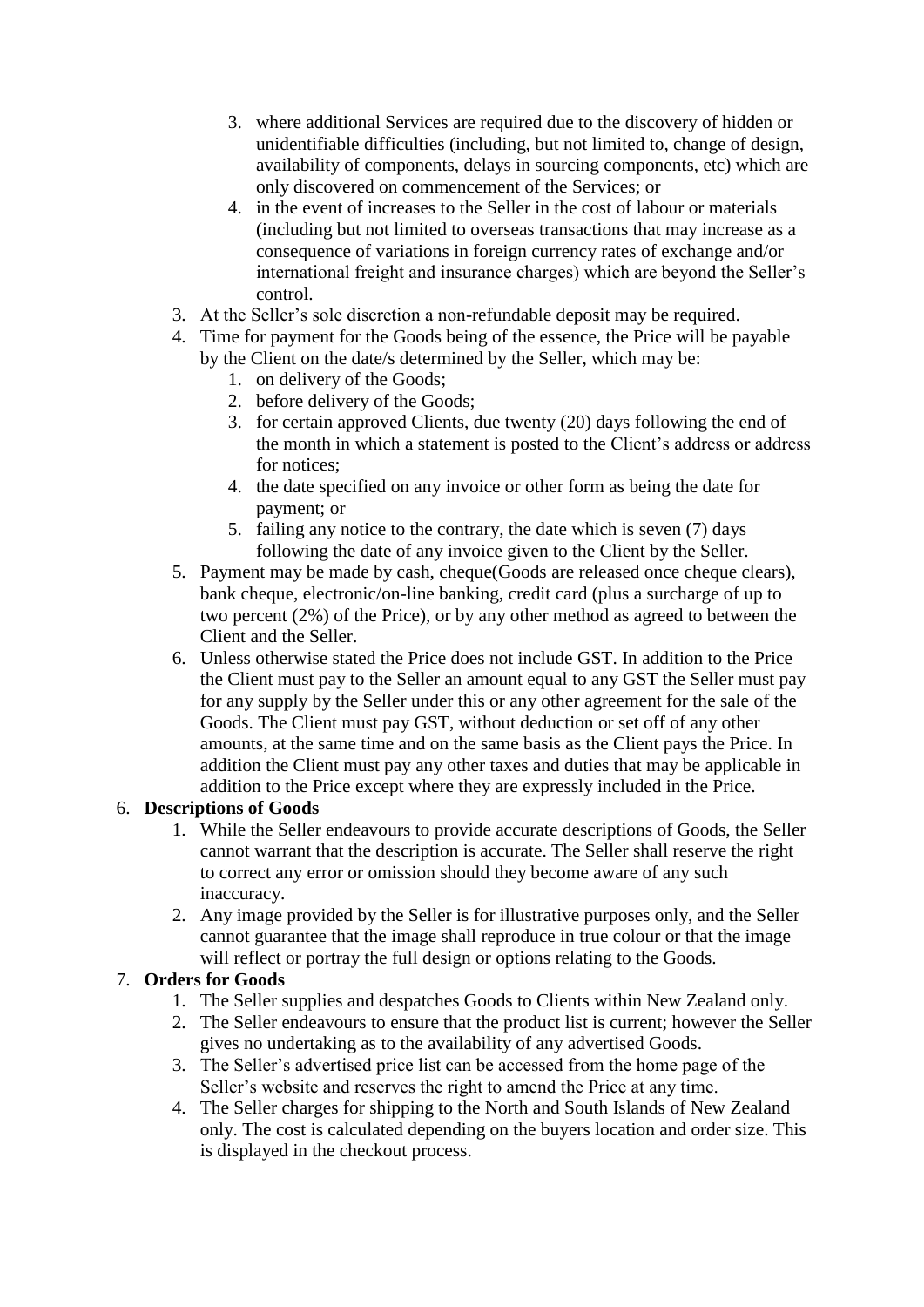3. where additional Services are required due to the discovery of hidden or unidentifiable difficulties (including, but not limited to, change of design, availability of components, delays in sourcing components, etc) which are only discovered on commencement of the Services; or
    4. in the event of increases to the Seller in the cost of labour or materials (including but not limited to overseas transactions that may increase as a consequence of variations in foreign currency rates of exchange and/or international freight and insurance charges) which are beyond the Seller's control.
3. At the Seller's sole discretion a non-refundable deposit may be required.
4. Time for payment for the Goods being of the essence, the Price will be payable by the Client on the date/s determined by the Seller, which may be:
    1. on delivery of the Goods;
    2. before delivery of the Goods;
    3. for certain approved Clients, due twenty (20) days following the end of the month in which a statement is posted to the Client's address or address for notices;
    4. the date specified on any invoice or other form as being the date for payment; or
    5. failing any notice to the contrary, the date which is seven (7) days following the date of any invoice given to the Client by the Seller.
5. Payment may be made by cash, cheque(Goods are released once cheque clears), bank cheque, electronic/on-line banking, credit card (plus a surcharge of up to two percent (2%) of the Price), or by any other method as agreed to between the Client and the Seller.
6. Unless otherwise stated the Price does not include GST. In addition to the Price the Client must pay to the Seller an amount equal to any GST the Seller must pay for any supply by the Seller under this or any other agreement for the sale of the Goods. The Client must pay GST, without deduction or set off of any other amounts, at the same time and on the same basis as the Client pays the Price. In addition the Client must pay any other taxes and duties that may be applicable in addition to the Price except where they are expressly included in the Price.

6. **Descriptions of Goods**
    1. While the Seller endeavours to provide accurate descriptions of Goods, the Seller cannot warrant that the description is accurate. The Seller shall reserve the right to correct any error or omission should they become aware of any such inaccuracy.
    2. Any image provided by the Seller is for illustrative purposes only, and the Seller cannot guarantee that the image shall reproduce in true colour or that the image will reflect or portray the full design or options relating to the Goods.

7. **Orders for Goods**
    1. The Seller supplies and despatches Goods to Clients within New Zealand only.
    2. The Seller endeavours to ensure that the product list is current; however the Seller gives no undertaking as to the availability of any advertised Goods.
    3. The Seller's advertised price list can be accessed from the home page of the Seller's website and reserves the right to amend the Price at any time.
    4. The Seller charges for shipping to the North and South Islands of New Zealand only. The cost is calculated depending on the buyers location and order size. This is displayed in the checkout process.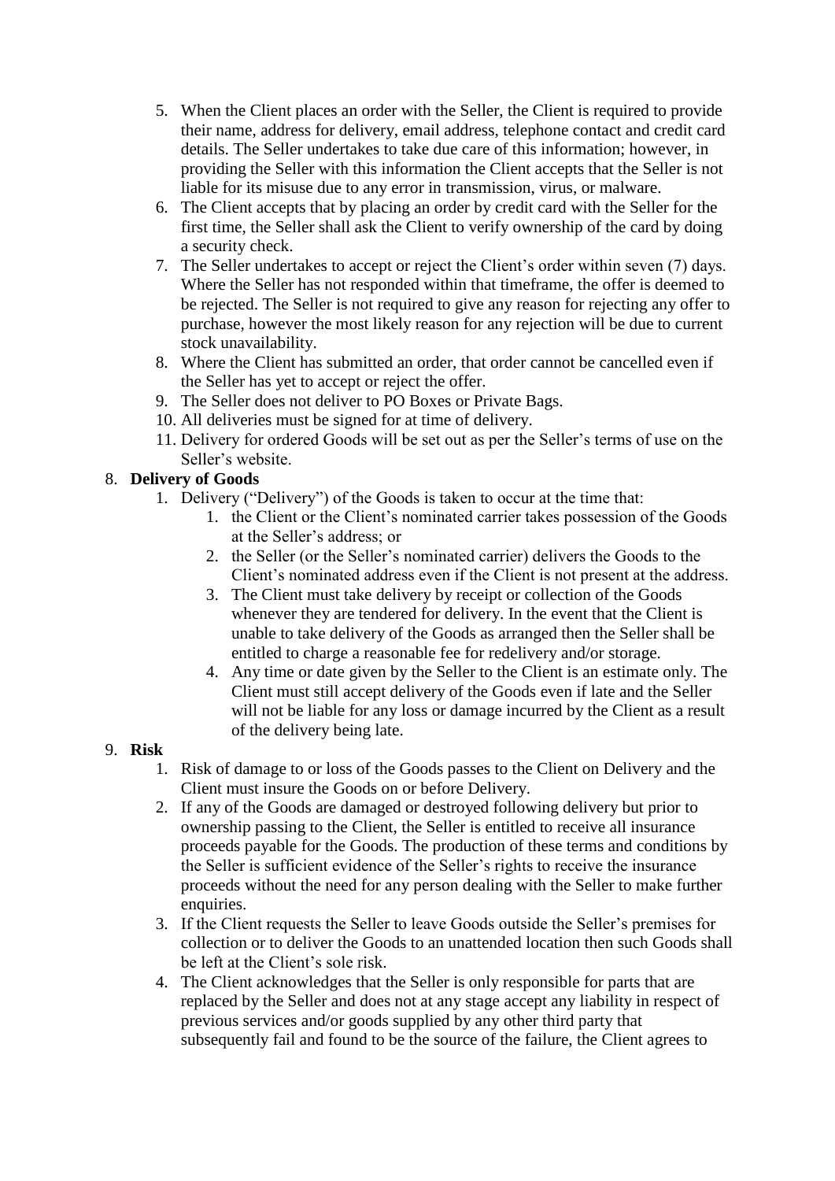5. When the Client places an order with the Seller, the Client is required to provide their name, address for delivery, email address, telephone contact and credit card details. The Seller undertakes to take due care of this information; however, in providing the Seller with this information the Client accepts that the Seller is not liable for its misuse due to any error in transmission, virus, or malware.
6. The Client accepts that by placing an order by credit card with the Seller for the first time, the Seller shall ask the Client to verify ownership of the card by doing a security check.
7. The Seller undertakes to accept or reject the Client's order within seven (7) days. Where the Seller has not responded within that timeframe, the offer is deemed to be rejected. The Seller is not required to give any reason for rejecting any offer to purchase, however the most likely reason for any rejection will be due to current stock unavailability.
8. Where the Client has submitted an order, that order cannot be cancelled even if the Seller has yet to accept or reject the offer.
9. The Seller does not deliver to PO Boxes or Private Bags.
10. All deliveries must be signed for at time of delivery.
11. Delivery for ordered Goods will be set out as per the Seller's terms of use on the Seller's website.

8. **Delivery of Goods**
   1. Delivery ("Delivery") of the Goods is taken to occur at the time that:
      1. the Client or the Client's nominated carrier takes possession of the Goods at the Seller's address; or
      2. the Seller (or the Seller's nominated carrier) delivers the Goods to the Client's nominated address even if the Client is not present at the address.
      3. The Client must take delivery by receipt or collection of the Goods whenever they are tendered for delivery. In the event that the Client is unable to take delivery of the Goods as arranged then the Seller shall be entitled to charge a reasonable fee for redelivery and/or storage.
      4. Any time or date given by the Seller to the Client is an estimate only. The Client must still accept delivery of the Goods even if late and the Seller will not be liable for any loss or damage incurred by the Client as a result of the delivery being late.

9. **Risk**
   1. Risk of damage to or loss of the Goods passes to the Client on Delivery and the Client must insure the Goods on or before Delivery.
   2. If any of the Goods are damaged or destroyed following delivery but prior to ownership passing to the Client, the Seller is entitled to receive all insurance proceeds payable for the Goods. The production of these terms and conditions by the Seller is sufficient evidence of the Seller's rights to receive the insurance proceeds without the need for any person dealing with the Seller to make further enquiries.
   3. If the Client requests the Seller to leave Goods outside the Seller's premises for collection or to deliver the Goods to an unattended location then such Goods shall be left at the Client's sole risk.
   4. The Client acknowledges that the Seller is only responsible for parts that are replaced by the Seller and does not at any stage accept any liability in respect of previous services and/or goods supplied by any other third party that subsequently fail and found to be the source of the failure, the Client agrees to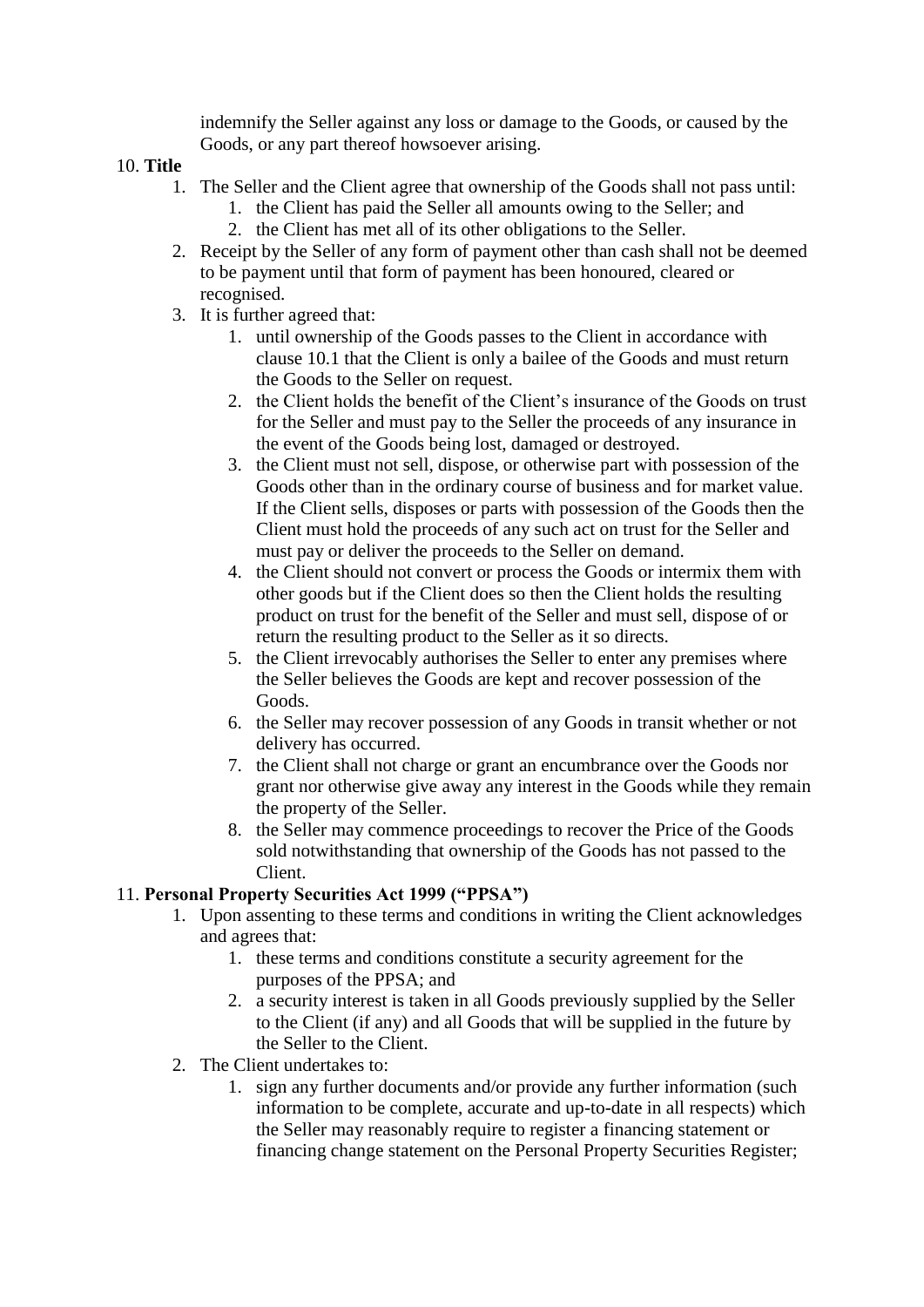indemnify the Seller against any loss or damage to the Goods, or caused by the Goods, or any part thereof howsoever arising.

10. **Title**
    1. The Seller and the Client agree that ownership of the Goods shall not pass until:
        1. the Client has paid the Seller all amounts owing to the Seller; and
        2. the Client has met all of its other obligations to the Seller.
    2. Receipt by the Seller of any form of payment other than cash shall not be deemed to be payment until that form of payment has been honoured, cleared or recognised.
    3. It is further agreed that:
        1. until ownership of the Goods passes to the Client in accordance with clause 10.1 that the Client is only a bailee of the Goods and must return the Goods to the Seller on request.
        2. the Client holds the benefit of the Client's insurance of the Goods on trust for the Seller and must pay to the Seller the proceeds of any insurance in the event of the Goods being lost, damaged or destroyed.
        3. the Client must not sell, dispose, or otherwise part with possession of the Goods other than in the ordinary course of business and for market value. If the Client sells, disposes or parts with possession of the Goods then the Client must hold the proceeds of any such act on trust for the Seller and must pay or deliver the proceeds to the Seller on demand.
        4. the Client should not convert or process the Goods or intermix them with other goods but if the Client does so then the Client holds the resulting product on trust for the benefit of the Seller and must sell, dispose of or return the resulting product to the Seller as it so directs.
        5. the Client irrevocably authorises the Seller to enter any premises where the Seller believes the Goods are kept and recover possession of the Goods.
        6. the Seller may recover possession of any Goods in transit whether or not delivery has occurred.
        7. the Client shall not charge or grant an encumbrance over the Goods nor grant nor otherwise give away any interest in the Goods while they remain the property of the Seller.
        8. the Seller may commence proceedings to recover the Price of the Goods sold notwithstanding that ownership of the Goods has not passed to the Client.
11. **Personal Property Securities Act 1999 ("PPSA")**
    1. Upon assenting to these terms and conditions in writing the Client acknowledges and agrees that:
        1. these terms and conditions constitute a security agreement for the purposes of the PPSA; and
        2. a security interest is taken in all Goods previously supplied by the Seller to the Client (if any) and all Goods that will be supplied in the future by the Seller to the Client.
    2. The Client undertakes to:
        1. sign any further documents and/or provide any further information (such information to be complete, accurate and up-to-date in all respects) which the Seller may reasonably require to register a financing statement or financing change statement on the Personal Property Securities Register;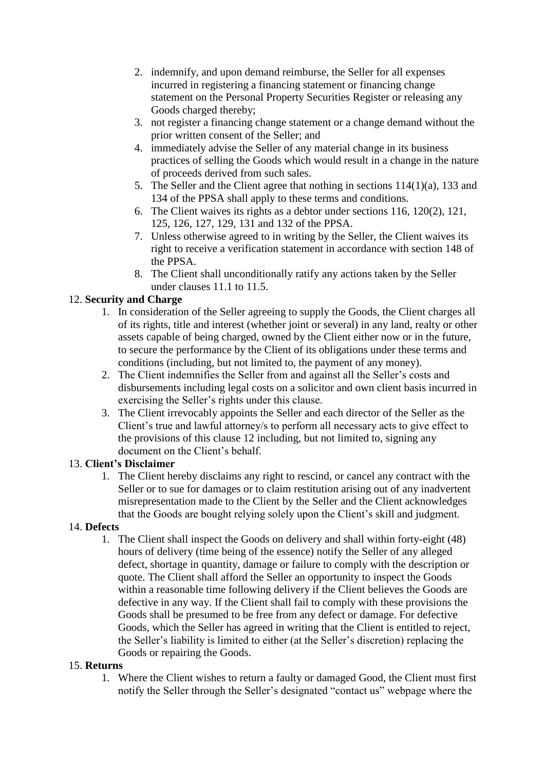2. indemnify, and upon demand reimburse, the Seller for all expenses incurred in registering a financing statement or financing change statement on the Personal Property Securities Register or releasing any Goods charged thereby;
3. not register a financing change statement or a change demand without the prior written consent of the Seller; and
4. immediately advise the Seller of any material change in its business practices of selling the Goods which would result in a change in the nature of proceeds derived from such sales.
5. The Seller and the Client agree that nothing in sections 114(1)(a), 133 and 134 of the PPSA shall apply to these terms and conditions.
6. The Client waives its rights as a debtor under sections 116, 120(2), 121, 125, 126, 127, 129, 131 and 132 of the PPSA.
7. Unless otherwise agreed to in writing by the Seller, the Client waives its right to receive a verification statement in accordance with section 148 of the PPSA.
8. The Client shall unconditionally ratify any actions taken by the Seller under clauses 11.1 to 11.5.

12. **Security and Charge**
    1. In consideration of the Seller agreeing to supply the Goods, the Client charges all of its rights, title and interest (whether joint or several) in any land, realty or other assets capable of being charged, owned by the Client either now or in the future, to secure the performance by the Client of its obligations under these terms and conditions (including, but not limited to, the payment of any money).
    2. The Client indemnifies the Seller from and against all the Seller's costs and disbursements including legal costs on a solicitor and own client basis incurred in exercising the Seller's rights under this clause.
    3. The Client irrevocably appoints the Seller and each director of the Seller as the Client's true and lawful attorney/s to perform all necessary acts to give effect to the provisions of this clause 12 including, but not limited to, signing any document on the Client's behalf.

13. **Client's Disclaimer**
    1. The Client hereby disclaims any right to rescind, or cancel any contract with the Seller or to sue for damages or to claim restitution arising out of any inadvertent misrepresentation made to the Client by the Seller and the Client acknowledges that the Goods are bought relying solely upon the Client's skill and judgment.

14. **Defects**
    1. The Client shall inspect the Goods on delivery and shall within forty-eight (48) hours of delivery (time being of the essence) notify the Seller of any alleged defect, shortage in quantity, damage or failure to comply with the description or quote. The Client shall afford the Seller an opportunity to inspect the Goods within a reasonable time following delivery if the Client believes the Goods are defective in any way. If the Client shall fail to comply with these provisions the Goods shall be presumed to be free from any defect or damage. For defective Goods, which the Seller has agreed in writing that the Client is entitled to reject, the Seller's liability is limited to either (at the Seller's discretion) replacing the Goods or repairing the Goods.

15. **Returns**
    1. Where the Client wishes to return a faulty or damaged Good, the Client must first notify the Seller through the Seller's designated "contact us" webpage where the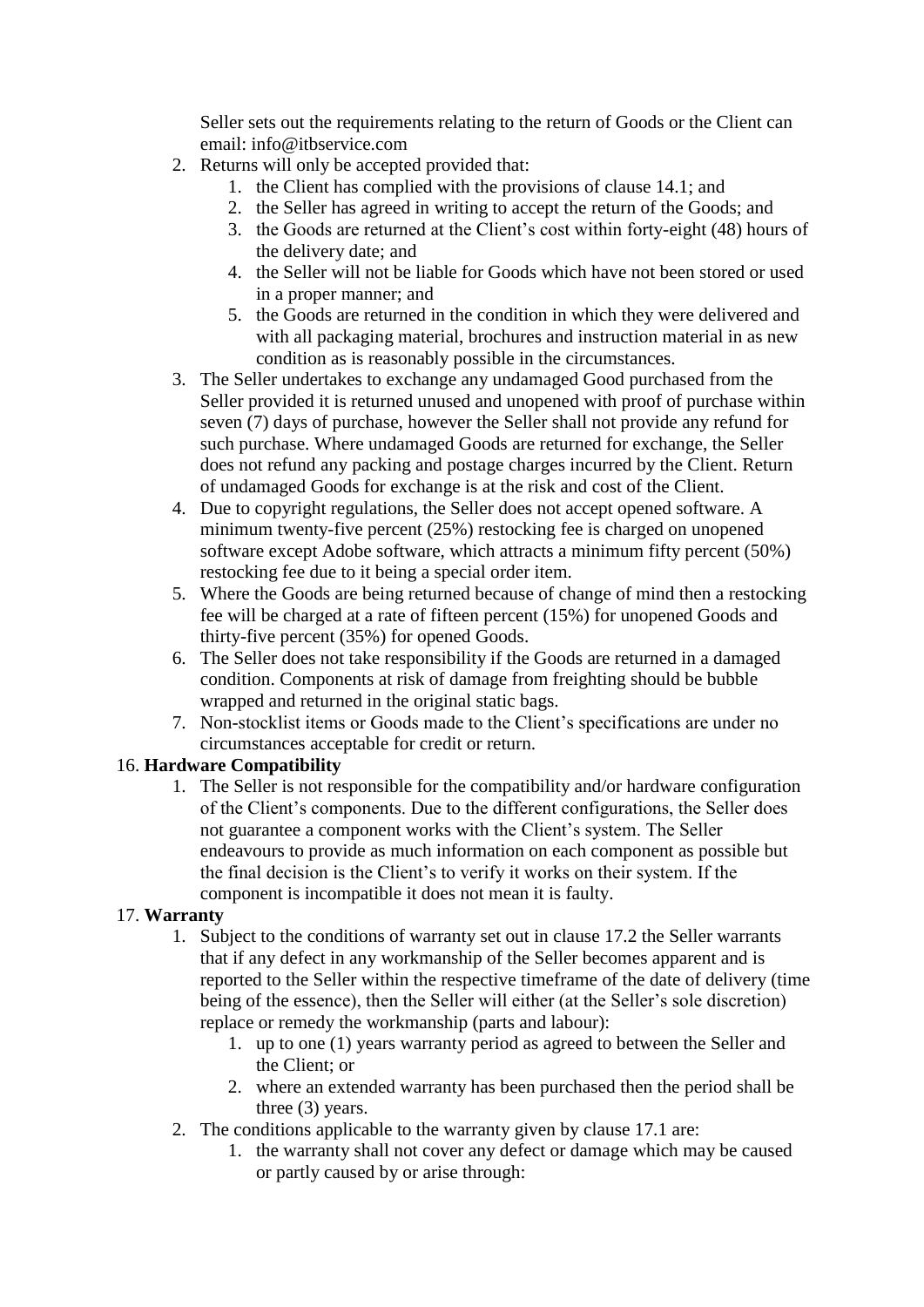Seller sets out the requirements relating to the return of Goods or the Client can email: info@itbservice.com

2. Returns will only be accepted provided that:
    1. the Client has complied with the provisions of clause 14.1; and
    2. the Seller has agreed in writing to accept the return of the Goods; and
    3. the Goods are returned at the Client's cost within forty-eight (48) hours of the delivery date; and
    4. the Seller will not be liable for Goods which have not been stored or used in a proper manner; and
    5. the Goods are returned in the condition in which they were delivered and with all packaging material, brochures and instruction material in as new condition as is reasonably possible in the circumstances.
3. The Seller undertakes to exchange any undamaged Good purchased from the Seller provided it is returned unused and unopened with proof of purchase within seven (7) days of purchase, however the Seller shall not provide any refund for such purchase. Where undamaged Goods are returned for exchange, the Seller does not refund any packing and postage charges incurred by the Client. Return of undamaged Goods for exchange is at the risk and cost of the Client.
4. Due to copyright regulations, the Seller does not accept opened software. A minimum twenty-five percent (25%) restocking fee is charged on unopened software except Adobe software, which attracts a minimum fifty percent (50%) restocking fee due to it being a special order item.
5. Where the Goods are being returned because of change of mind then a restocking fee will be charged at a rate of fifteen percent (15%) for unopened Goods and thirty-five percent (35%) for opened Goods.
6. The Seller does not take responsibility if the Goods are returned in a damaged condition. Components at risk of damage from freighting should be bubble wrapped and returned in the original static bags.
7. Non-stocklist items or Goods made to the Client's specifications are under no circumstances acceptable for credit or return.

16. **Hardware Compatibility**
    1. The Seller is not responsible for the compatibility and/or hardware configuration of the Client's components. Due to the different configurations, the Seller does not guarantee a component works with the Client's system. The Seller endeavours to provide as much information on each component as possible but the final decision is the Client's to verify it works on their system. If the component is incompatible it does not mean it is faulty.

17. **Warranty**
    1. Subject to the conditions of warranty set out in clause 17.2 the Seller warrants that if any defect in any workmanship of the Seller becomes apparent and is reported to the Seller within the respective timeframe of the date of delivery (time being of the essence), then the Seller will either (at the Seller's sole discretion) replace or remedy the workmanship (parts and labour):
        1. up to one (1) years warranty period as agreed to between the Seller and the Client; or
        2. where an extended warranty has been purchased then the period shall be three (3) years.
    2. The conditions applicable to the warranty given by clause 17.1 are:
        1. the warranty shall not cover any defect or damage which may be caused or partly caused by or arise through: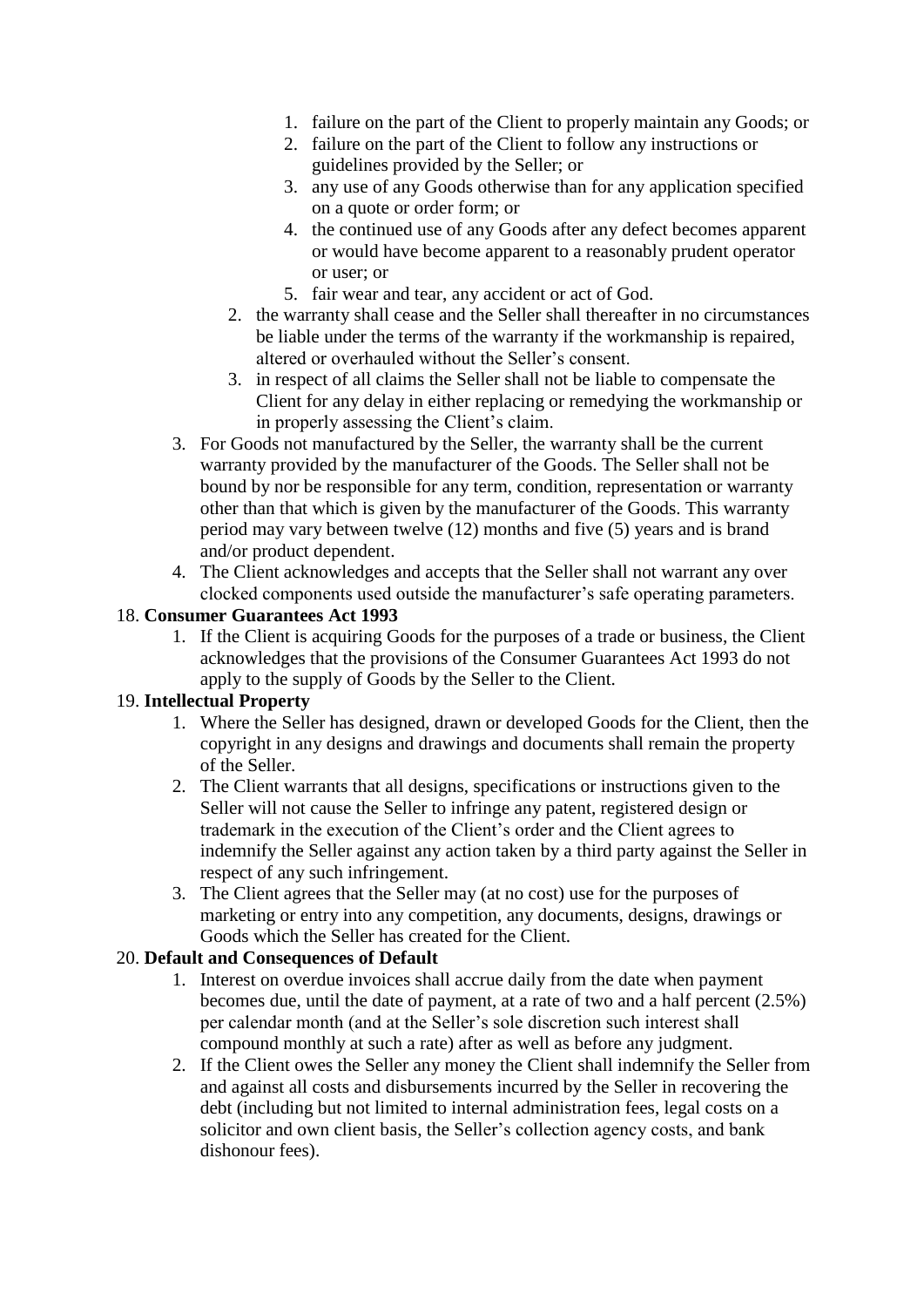1. failure on the part of the Client to properly maintain any Goods; or
   2. failure on the part of the Client to follow any instructions or guidelines provided by the Seller; or
   3. any use of any Goods otherwise than for any application specified on a quote or order form; or
   4. the continued use of any Goods after any defect becomes apparent or would have become apparent to a reasonably prudent operator or user; or
   5. fair wear and tear, any accident or act of God.
  2. the warranty shall cease and the Seller shall thereafter in no circumstances be liable under the terms of the warranty if the workmanship is repaired, altered or overhauled without the Seller's consent.
  3. in respect of all claims the Seller shall not be liable to compensate the Client for any delay in either replacing or remedying the workmanship or in properly assessing the Client's claim.
3. For Goods not manufactured by the Seller, the warranty shall be the current warranty provided by the manufacturer of the Goods. The Seller shall not be bound by nor be responsible for any term, condition, representation or warranty other than that which is given by the manufacturer of the Goods. This warranty period may vary between twelve (12) months and five (5) years and is brand and/or product dependent.
4. The Client acknowledges and accepts that the Seller shall not warrant any over clocked components used outside the manufacturer's safe operating parameters.

18. **Consumer Guarantees Act 1993**
    1. If the Client is acquiring Goods for the purposes of a trade or business, the Client acknowledges that the provisions of the Consumer Guarantees Act 1993 do not apply to the supply of Goods by the Seller to the Client.
19. **Intellectual Property**
    1. Where the Seller has designed, drawn or developed Goods for the Client, then the copyright in any designs and drawings and documents shall remain the property of the Seller.
    2. The Client warrants that all designs, specifications or instructions given to the Seller will not cause the Seller to infringe any patent, registered design or trademark in the execution of the Client's order and the Client agrees to indemnify the Seller against any action taken by a third party against the Seller in respect of any such infringement.
    3. The Client agrees that the Seller may (at no cost) use for the purposes of marketing or entry into any competition, any documents, designs, drawings or Goods which the Seller has created for the Client.
20. **Default and Consequences of Default**
    1. Interest on overdue invoices shall accrue daily from the date when payment becomes due, until the date of payment, at a rate of two and a half percent (2.5%) per calendar month (and at the Seller's sole discretion such interest shall compound monthly at such a rate) after as well as before any judgment.
    2. If the Client owes the Seller any money the Client shall indemnify the Seller from and against all costs and disbursements incurred by the Seller in recovering the debt (including but not limited to internal administration fees, legal costs on a solicitor and own client basis, the Seller's collection agency costs, and bank dishonour fees).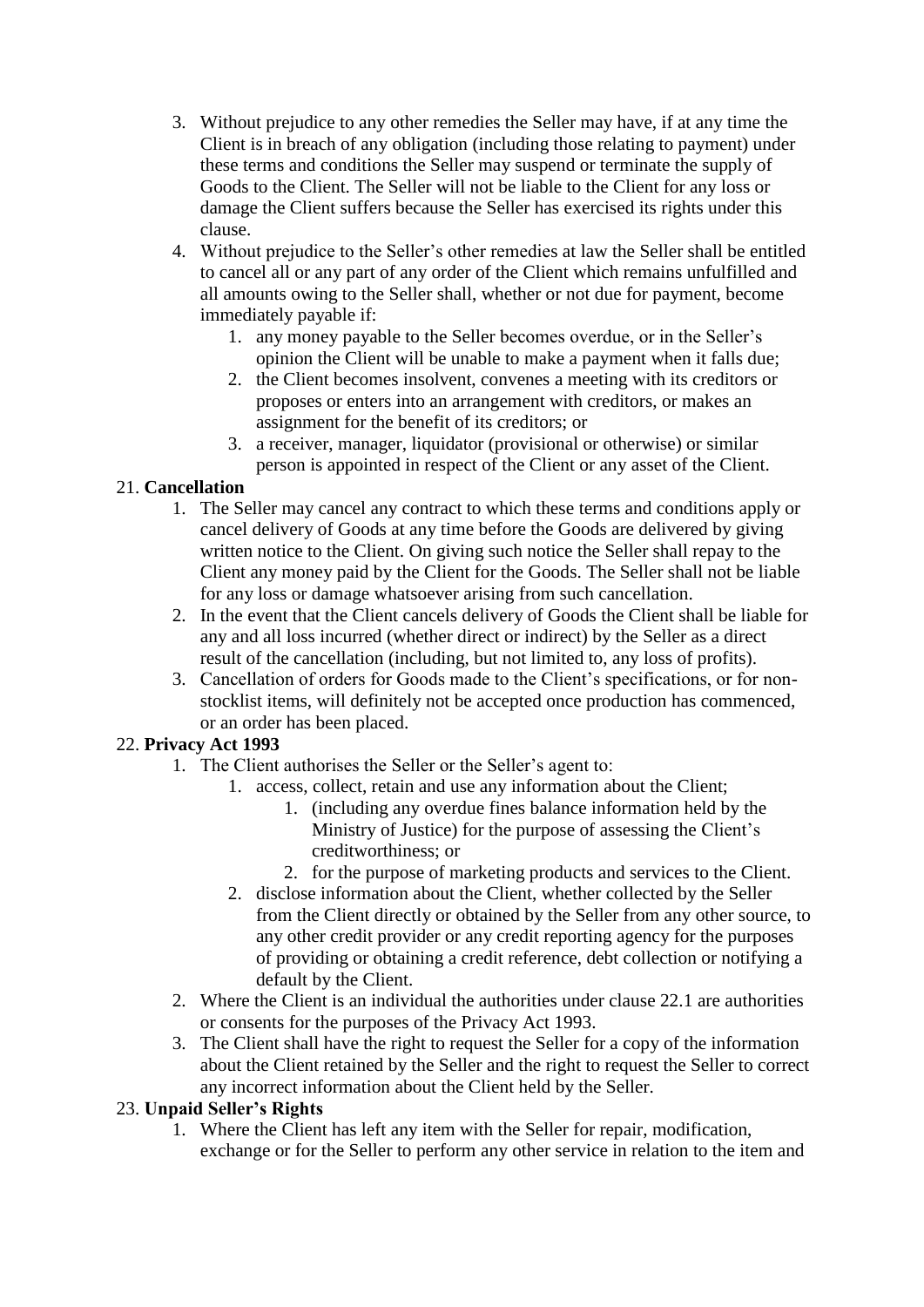3. Without prejudice to any other remedies the Seller may have, if at any time the Client is in breach of any obligation (including those relating to payment) under these terms and conditions the Seller may suspend or terminate the supply of Goods to the Client. The Seller will not be liable to the Client for any loss or damage the Client suffers because the Seller has exercised its rights under this clause.
4. Without prejudice to the Seller's other remedies at law the Seller shall be entitled to cancel all or any part of any order of the Client which remains unfulfilled and all amounts owing to the Seller shall, whether or not due for payment, become immediately payable if:
    1. any money payable to the Seller becomes overdue, or in the Seller's opinion the Client will be unable to make a payment when it falls due;
    2. the Client becomes insolvent, convenes a meeting with its creditors or proposes or enters into an arrangement with creditors, or makes an assignment for the benefit of its creditors; or
    3. a receiver, manager, liquidator (provisional or otherwise) or similar person is appointed in respect of the Client or any asset of the Client.

21. **Cancellation**
    1. The Seller may cancel any contract to which these terms and conditions apply or cancel delivery of Goods at any time before the Goods are delivered by giving written notice to the Client. On giving such notice the Seller shall repay to the Client any money paid by the Client for the Goods. The Seller shall not be liable for any loss or damage whatsoever arising from such cancellation.
    2. In the event that the Client cancels delivery of Goods the Client shall be liable for any and all loss incurred (whether direct or indirect) by the Seller as a direct result of the cancellation (including, but not limited to, any loss of profits).
    3. Cancellation of orders for Goods made to the Client's specifications, or for non-stocklist items, will definitely not be accepted once production has commenced, or an order has been placed.

22. **Privacy Act 1993**
    1. The Client authorises the Seller or the Seller's agent to:
        1. access, collect, retain and use any information about the Client;
            1. (including any overdue fines balance information held by the Ministry of Justice) for the purpose of assessing the Client's creditworthiness; or
            2. for the purpose of marketing products and services to the Client.
        2. disclose information about the Client, whether collected by the Seller from the Client directly or obtained by the Seller from any other source, to any other credit provider or any credit reporting agency for the purposes of providing or obtaining a credit reference, debt collection or notifying a default by the Client.
    2. Where the Client is an individual the authorities under clause 22.1 are authorities or consents for the purposes of the Privacy Act 1993.
    3. The Client shall have the right to request the Seller for a copy of the information about the Client retained by the Seller and the right to request the Seller to correct any incorrect information about the Client held by the Seller.

23. **Unpaid Seller's Rights**
    1. Where the Client has left any item with the Seller for repair, modification, exchange or for the Seller to perform any other service in relation to the item and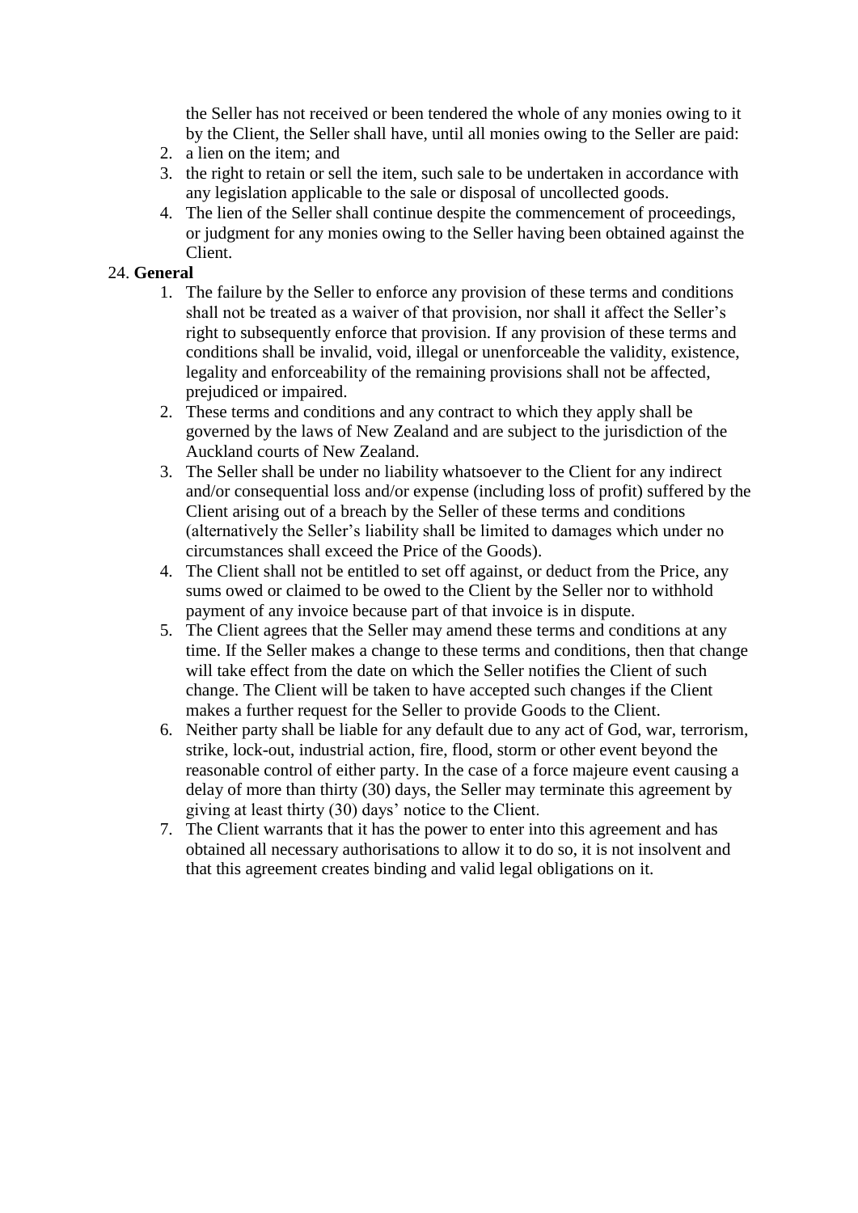the Seller has not received or been tendered the whole of any monies owing to it by the Client, the Seller shall have, until all monies owing to the Seller are paid:

2. a lien on the item; and
3. the right to retain or sell the item, such sale to be undertaken in accordance with any legislation applicable to the sale or disposal of uncollected goods.
4. The lien of the Seller shall continue despite the commencement of proceedings, or judgment for any monies owing to the Seller having been obtained against the Client.

24. **General**
    1. The failure by the Seller to enforce any provision of these terms and conditions shall not be treated as a waiver of that provision, nor shall it affect the Seller's right to subsequently enforce that provision. If any provision of these terms and conditions shall be invalid, void, illegal or unenforceable the validity, existence, legality and enforceability of the remaining provisions shall not be affected, prejudiced or impaired.
    2. These terms and conditions and any contract to which they apply shall be governed by the laws of New Zealand and are subject to the jurisdiction of the Auckland courts of New Zealand.
    3. The Seller shall be under no liability whatsoever to the Client for any indirect and/or consequential loss and/or expense (including loss of profit) suffered by the Client arising out of a breach by the Seller of these terms and conditions (alternatively the Seller's liability shall be limited to damages which under no circumstances shall exceed the Price of the Goods).
    4. The Client shall not be entitled to set off against, or deduct from the Price, any sums owed or claimed to be owed to the Client by the Seller nor to withhold payment of any invoice because part of that invoice is in dispute.
    5. The Client agrees that the Seller may amend these terms and conditions at any time. If the Seller makes a change to these terms and conditions, then that change will take effect from the date on which the Seller notifies the Client of such change. The Client will be taken to have accepted such changes if the Client makes a further request for the Seller to provide Goods to the Client.
    6. Neither party shall be liable for any default due to any act of God, war, terrorism, strike, lock-out, industrial action, fire, flood, storm or other event beyond the reasonable control of either party. In the case of a force majeure event causing a delay of more than thirty (30) days, the Seller may terminate this agreement by giving at least thirty (30) days' notice to the Client.
    7. The Client warrants that it has the power to enter into this agreement and has obtained all necessary authorisations to allow it to do so, it is not insolvent and that this agreement creates binding and valid legal obligations on it.